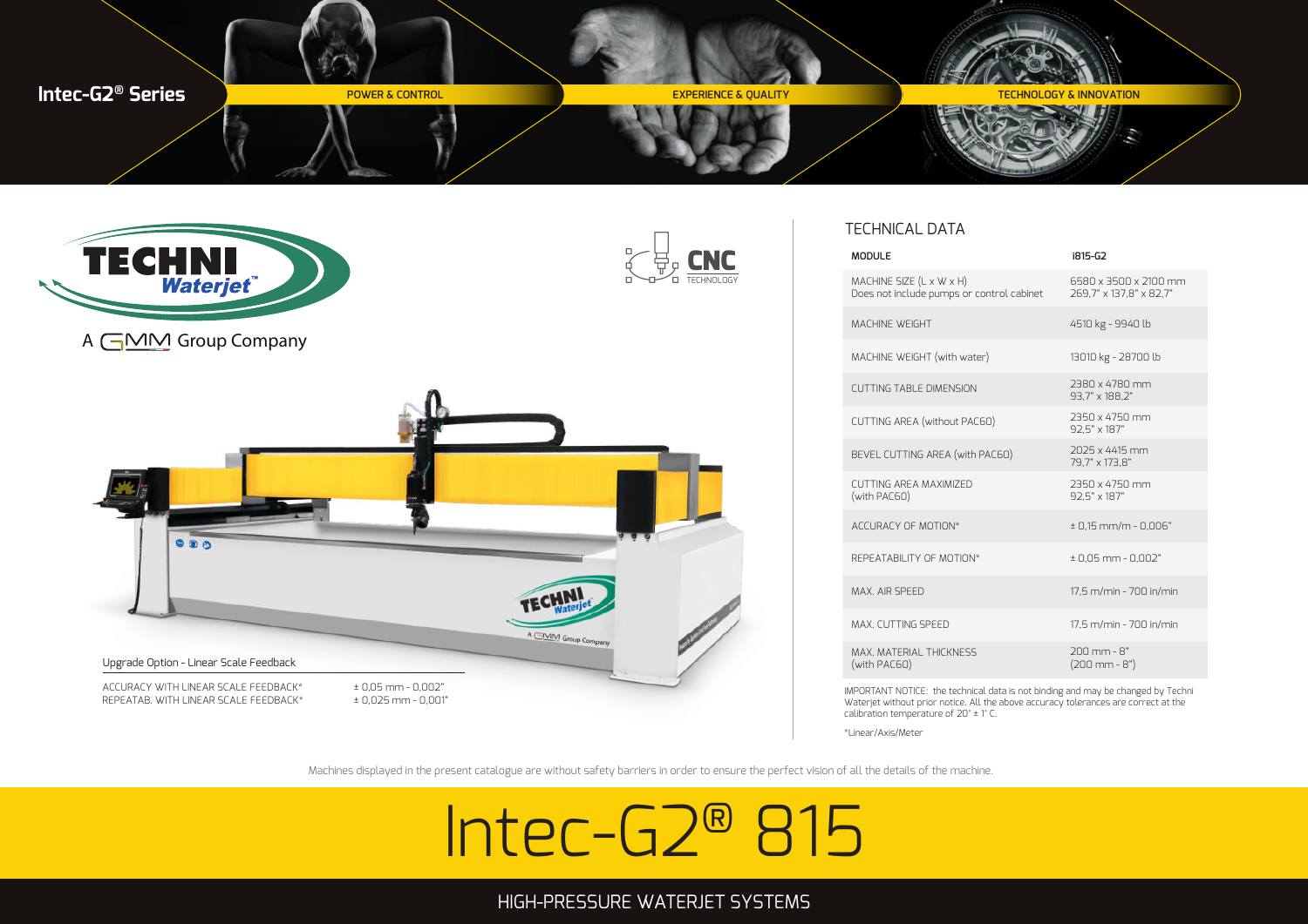**Intec-G2® Series**

POWER & CONTROL

EXPERIENCE & QUALITY

TECHNOLOGY & INNOVATION

TECHNI Waterjet™

A GMM Group Company

CNC TECHNOLOGY

Upgrade Option - Linear Scale Feedback

| | |
|---|---|
| ACCURACY WITH LINEAR SCALE FEEDBACK* | ± 0,05 mm - 0,002" |
| REPEATAB. WITH LINEAR SCALE FEEDBACK* | ± 0,025 mm - 0,001" |

## TECHNICAL DATA

| MODULE | i815-G2 |
|---|---|
| MACHINE SIZE (L x W x H)<br>Does not include pumps or control cabinet | 6580 x 3500 x 2100 mm<br>269,7" x 137,8" x 82,7" |
| MACHINE WEIGHT | 4510 kg - 9940 lb |
| MACHINE WEIGHT (with water) | 13010 kg - 28700 lb |
| CUTTING TABLE DIMENSION | 2380 x 4780 mm<br>93,7" x 188,2" |
| CUTTING AREA (without PAC60) | 2350 x 4750 mm<br>92,5" x 187" |
| BEVEL CUTTING AREA (with PAC60) | 2025 x 4415 mm<br>79,7" x 173,8" |
| CUTTING AREA MAXIMIZED<br>(with PAC60) | 2350 x 4750 mm<br>92,5" x 187" |
| ACCURACY OF MOTION* | ± 0,15 mm/m - 0,006" |
| REPEATABILITY OF MOTION* | ± 0,05 mm - 0,002" |
| MAX. AIR SPEED | 17,5 m/min - 700 in/min |
| MAX. CUTTING SPEED | 17,5 m/min - 700 in/min |
| MAX. MATERIAL THICKNESS<br>(with PAC60) | 200 mm - 8"<br>(200 mm - 8") |

IMPORTANT NOTICE: the technical data is not binding and may be changed by Techni Waterjet without prior notice. All the above accuracy tolerances are correct at the calibration temperature of 20° ± 1° C.

*Linear/Axis/Meter

Machines displayed in the present catalogue are without safety barriers in order to ensure the perfect vision of all the details of the machine.

# Intec-G2® 815

HIGH-PRESSURE WATERJET SYSTEMS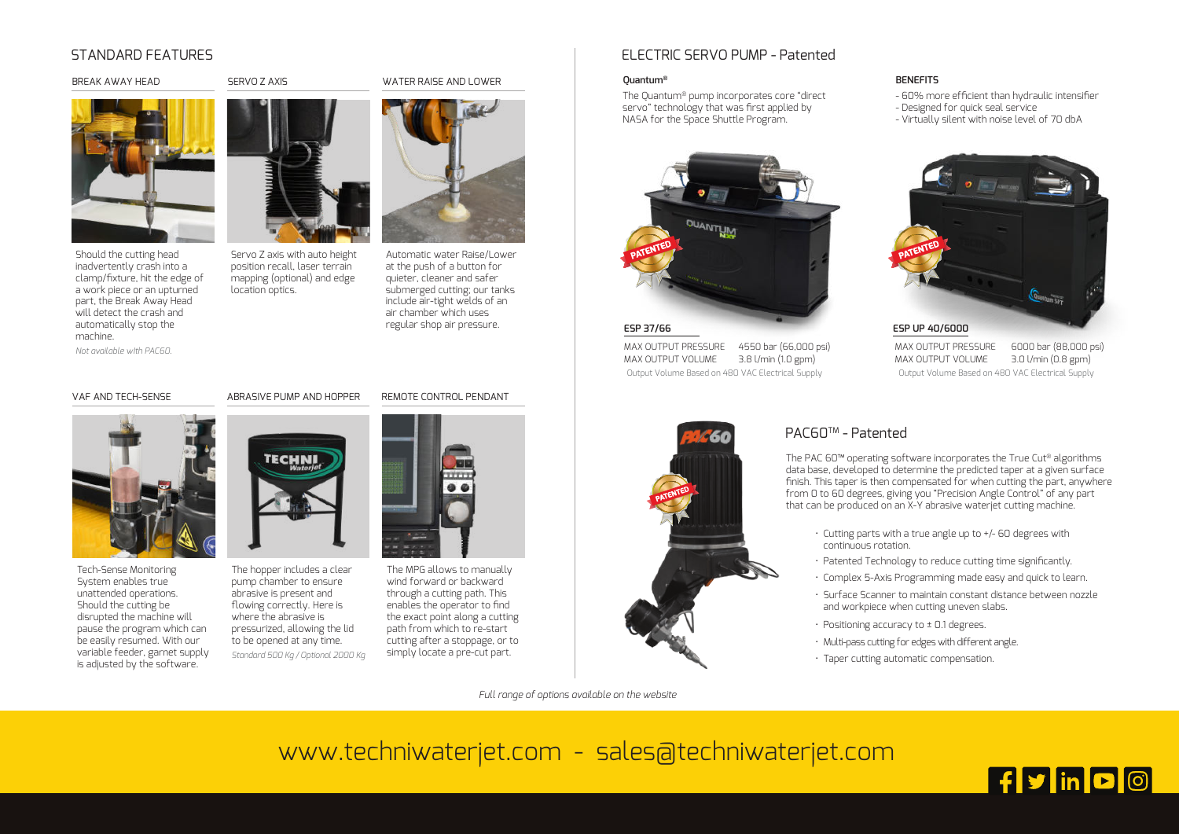## STANDARD FEATURES

### BREAK AWAY HEAD

Should the cutting head inadvertently crash into a clamp/fixture, hit the edge of a work piece or an upturned part, the Break Away Head will detect the crash and automatically stop the machine.

*Not available with PAC60.*

### SERVO Z AXIS

Servo Z axis with auto height position recall, laser terrain mapping (optional) and edge location optics.

### WATER RAISE AND LOWER

Automatic water Raise/Lower at the push of a button for quieter, cleaner and safer submerged cutting; our tanks include air-tight welds of an air chamber which uses regular shop air pressure.

### VAF AND TECH-SENSE

Tech-Sense Monitoring System enables true unattended operations. Should the cutting be disrupted the machine will pause the program which can be easily resumed. With our variable feeder, garnet supply is adjusted by the software.

### ABRASIVE PUMP AND HOPPER

The hopper includes a clear pump chamber to ensure abrasive is present and flowing correctly. Here is where the abrasive is pressurized, allowing the lid to be opened at any time.

*Standard 500 Kg / Optional 2000 Kg*

### REMOTE CONTROL PENDANT

The MPG allows to manually wind forward or backward through a cutting path. This enables the operator to find the exact point along a cutting path from which to re-start cutting after a stoppage, or to simply locate a pre-cut part.

## ELECTRIC SERVO PUMP - Patented

**Quantum®**

The Quantum® pump incorporates core "direct servo" technology that was first applied by NASA for the Space Shuttle Program.

**BENEFITS**

- 60% more efficient than hydraulic intensifier
- Designed for quick seal service
- Virtually silent with noise level of 70 dbA

**ESP 37/66**

| | |
|---|---|
| MAX OUTPUT PRESSURE | 4550 bar (66,000 psi) |
| MAX OUTPUT VOLUME | 3.8 l/min (1.0 gpm) |

Output Volume Based on 480 VAC Electrical Supply

**ESP UP 40/6000**

| | |
|---|---|
| MAX OUTPUT PRESSURE | 6000 bar (88,000 psi) |
| MAX OUTPUT VOLUME | 3.0 l/min (0.8 gpm) |

Output Volume Based on 480 VAC Electrical Supply

## PAC60™ - Patented

The PAC 60™ operating software incorporates the True Cut® algorithms data base, developed to determine the predicted taper at a given surface finish. This taper is then compensated for when cutting the part, anywhere from 0 to 60 degrees, giving you "Precision Angle Control" of any part that can be produced on an X-Y abrasive waterjet cutting machine.

- Cutting parts with a true angle up to +/- 60 degrees with continuous rotation.
- Patented Technology to reduce cutting time significantly.
- Complex 5-Axis Programming made easy and quick to learn.
- Surface Scanner to maintain constant distance between nozzle and workpiece when cutting uneven slabs.
- Positioning accuracy to ± 0.1 degrees.
- Multi-pass cutting for edges with different angle.
- Taper cutting automatic compensation.

*Full range of options available on the website*

www.techniwaterjet.com - sales@techniwaterjet.com